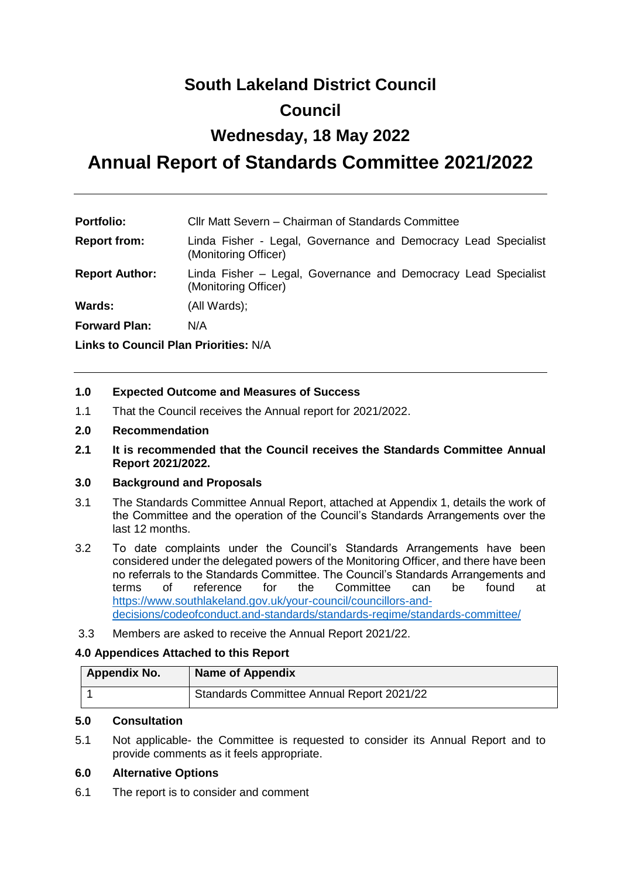# South Lakeland District Council

# Council

# Wednesday, 18 May 2022

# Annual Report of Standards Committee 2021/2022

---

**Portfolio:** Cllr Matt Severn – Chairman of Standards Committee

**Report from:** Linda Fisher - Legal, Governance and Democracy Lead Specialist (Monitoring Officer)

**Report Author:** Linda Fisher – Legal, Governance and Democracy Lead Specialist (Monitoring Officer)

**Wards:** (All Wards);

**Forward Plan:** N/A

**Links to Council Plan Priorities:** N/A

---

**1.0 Expected Outcome and Measures of Success**

1.1 That the Council receives the Annual report for 2021/2022.

**2.0 Recommendation**

**2.1 It is recommended that the Council receives the Standards Committee Annual Report 2021/2022.**

**3.0 Background and Proposals**

3.1 The Standards Committee Annual Report, attached at Appendix 1, details the work of the Committee and the operation of the Council's Standards Arrangements over the last 12 months.

3.2 To date complaints under the Council's Standards Arrangements have been considered under the delegated powers of the Monitoring Officer, and there have been no referrals to the Standards Committee. The Council's Standards Arrangements and terms of reference for the Committee can be found at https://www.southlakeland.gov.uk/your-council/councillors-and-decisions/codeofconduct.and-standards/standards-regime/standards-committee/

3.3 Members are asked to receive the Annual Report 2021/22.

**4.0 Appendices Attached to this Report**

| Appendix No. | Name of Appendix |
|---|---|
| 1 | Standards Committee Annual Report 2021/22 |

**5.0 Consultation**

5.1 Not applicable- the Committee is requested to consider its Annual Report and to provide comments as it feels appropriate.

**6.0 Alternative Options**

6.1 The report is to consider and comment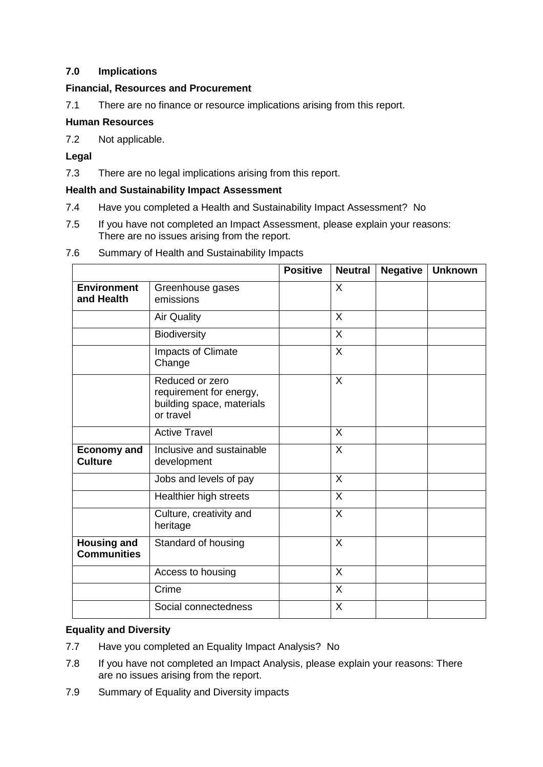## 7.0 Implications

**Financial, Resources and Procurement**

7.1 There are no finance or resource implications arising from this report.

**Human Resources**

7.2 Not applicable.

**Legal**

7.3 There are no legal implications arising from this report.

**Health and Sustainability Impact Assessment**

7.4 Have you completed a Health and Sustainability Impact Assessment? No

7.5 If you have not completed an Impact Assessment, please explain your reasons: There are no issues arising from the report.

7.6 Summary of Health and Sustainability Impacts

| | | Positive | Neutral | Negative | Unknown |
|---|---|---|---|---|---|
| **Environment and Health** | Greenhouse gases emissions | | X | | |
| | Air Quality | | X | | |
| | Biodiversity | | X | | |
| | Impacts of Climate Change | | X | | |
| | Reduced or zero requirement for energy, building space, materials or travel | | X | | |
| | Active Travel | | X | | |
| **Economy and Culture** | Inclusive and sustainable development | | X | | |
| | Jobs and levels of pay | | X | | |
| | Healthier high streets | | X | | |
| | Culture, creativity and heritage | | X | | |
| **Housing and Communities** | Standard of housing | | X | | |
| | Access to housing | | X | | |
| | Crime | | X | | |
| | Social connectedness | | X | | |

**Equality and Diversity**

7.7 Have you completed an Equality Impact Analysis? No

7.8 If you have not completed an Impact Analysis, please explain your reasons: There are no issues arising from the report.

7.9 Summary of Equality and Diversity impacts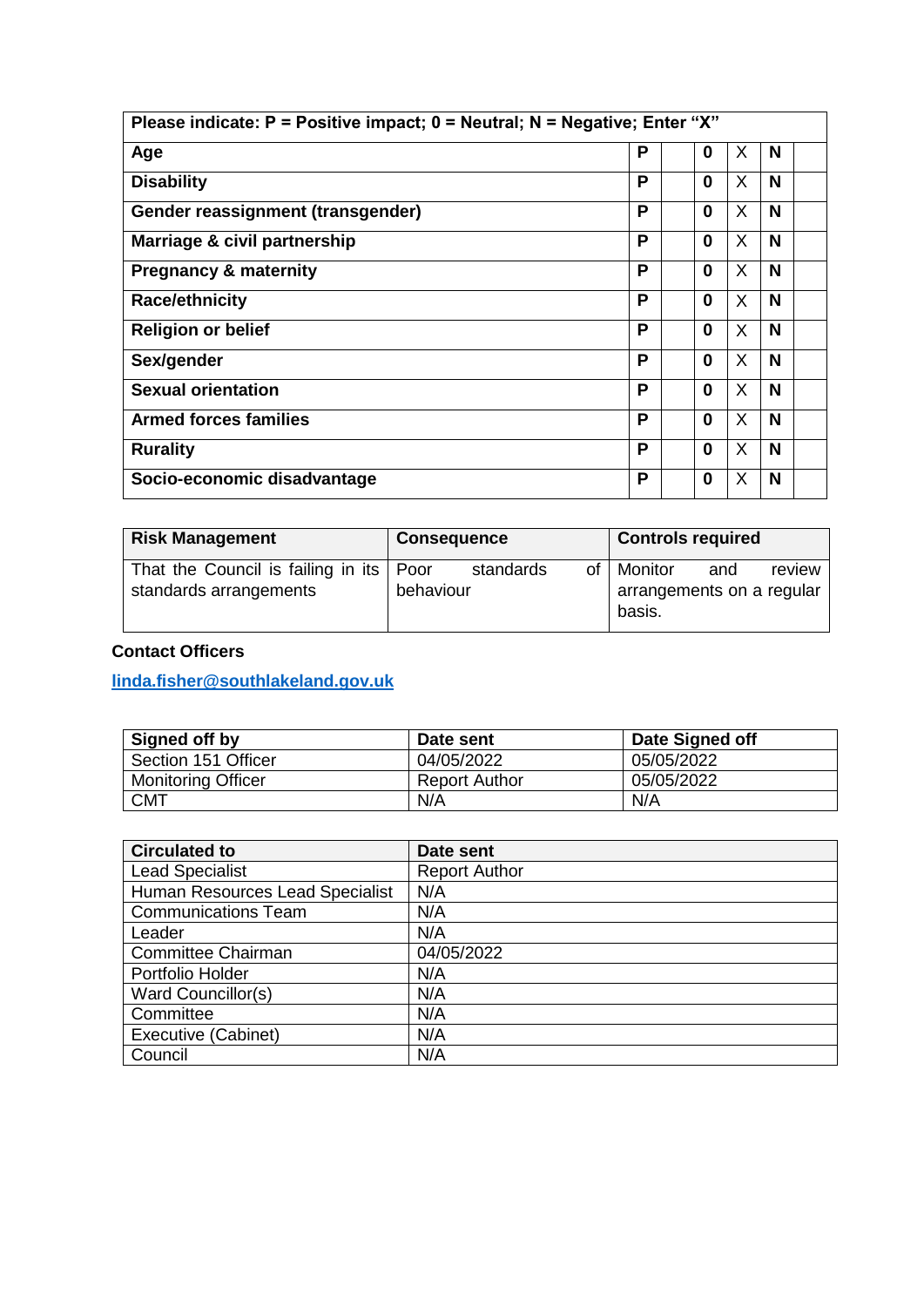| Please indicate: P = Positive impact; 0 = Neutral; N = Negative; Enter "X" | | | | | | |
|---|---|---|---|---|---|---|
| **Age** | **P** | | **0** | X | **N** | |
| **Disability** | **P** | | **0** | X | **N** | |
| **Gender reassignment (transgender)** | **P** | | **0** | X | **N** | |
| **Marriage & civil partnership** | **P** | | **0** | X | **N** | |
| **Pregnancy & maternity** | **P** | | **0** | X | **N** | |
| **Race/ethnicity** | **P** | | **0** | X | **N** | |
| **Religion or belief** | **P** | | **0** | X | **N** | |
| **Sex/gender** | **P** | | **0** | X | **N** | |
| **Sexual orientation** | **P** | | **0** | X | **N** | |
| **Armed forces families** | **P** | | **0** | X | **N** | |
| **Rurality** | **P** | | **0** | X | **N** | |
| **Socio-economic disadvantage** | **P** | | **0** | X | **N** | |

| Risk Management | Consequence | Controls required |
|---|---|---|
| That the Council is failing in its standards arrangements | Poor standards of behaviour | Monitor and review arrangements on a regular basis. |

**Contact Officers**

**linda.fisher@southlakeland.gov.uk**

| Signed off by | Date sent | Date Signed off |
|---|---|---|
| Section 151 Officer | 04/05/2022 | 05/05/2022 |
| Monitoring Officer | Report Author | 05/05/2022 |
| CMT | N/A | N/A |

| Circulated to | Date sent |
|---|---|
| Lead Specialist | Report Author |
| Human Resources Lead Specialist | N/A |
| Communications Team | N/A |
| Leader | N/A |
| Committee Chairman | 04/05/2022 |
| Portfolio Holder | N/A |
| Ward Councillor(s) | N/A |
| Committee | N/A |
| Executive (Cabinet) | N/A |
| Council | N/A |